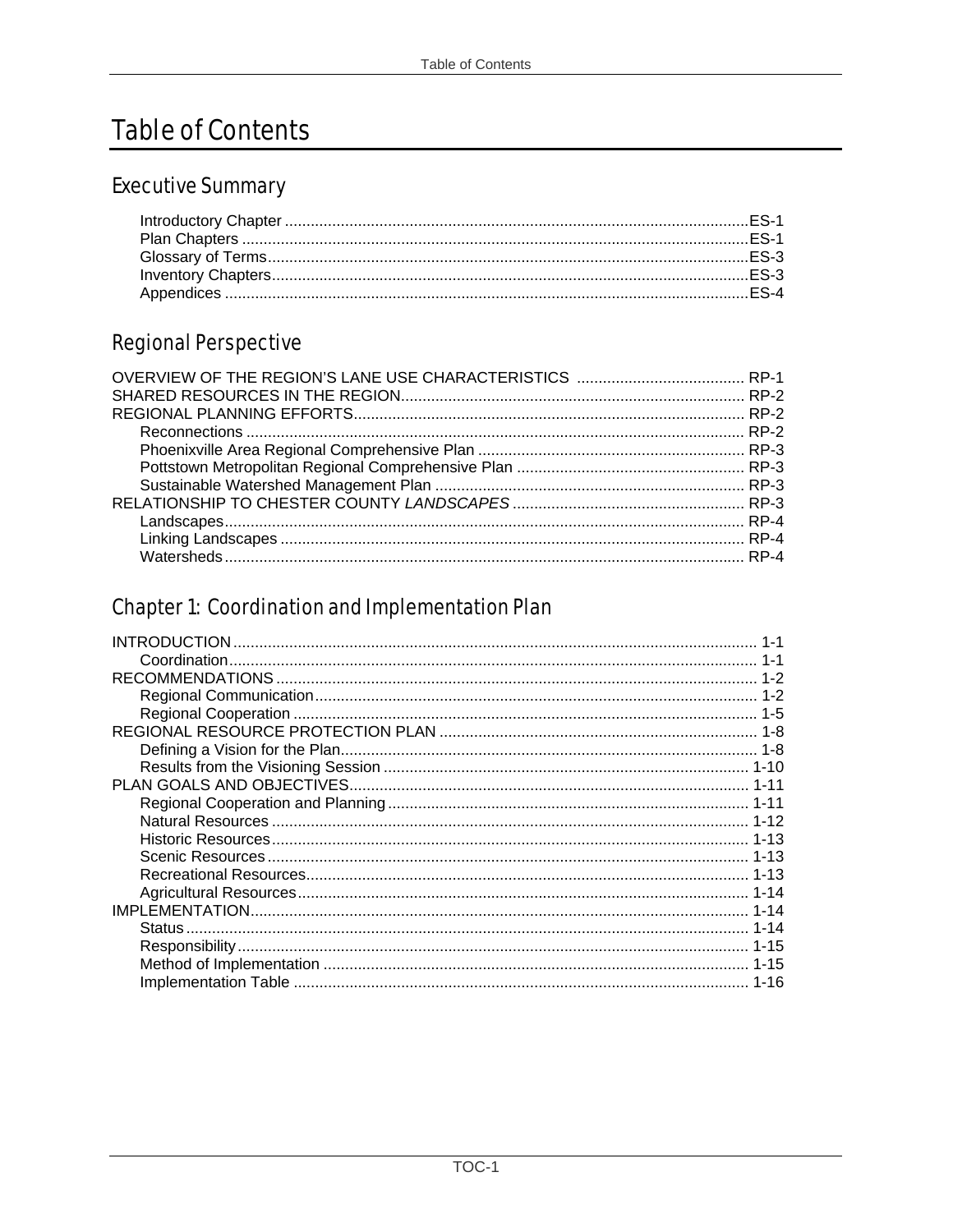# Table of Contents

## Executive Summary

- Introductory Chapter ... ES-1
- Plan Chapters ... ES-1
- Glossary of Terms ... ES-3
- Inventory Chapters ... ES-3
- Appendices ... ES-4

## Regional Perspective

OVERVIEW OF THE REGION'S LANE USE CHARACTERISTICS ... RP-1
SHARED RESOURCES IN THE REGION ... RP-2
REGIONAL PLANNING EFFORTS ... RP-2
- Reconnections ... RP-2
- Phoenixville Area Regional Comprehensive Plan ... RP-3
- Pottstown Metropolitan Regional Comprehensive Plan ... RP-3
- Sustainable Watershed Management Plan ... RP-3

RELATIONSHIP TO CHESTER COUNTY *LANDSCAPES* ... RP-3
- Landscapes ... RP-4
- Linking Landscapes ... RP-4
- Watersheds ... RP-4

## Chapter 1: Coordination and Implementation Plan

INTRODUCTION ... 1-1
- Coordination ... 1-1

RECOMMENDATIONS ... 1-2
- Regional Communication ... 1-2
- Regional Cooperation ... 1-5

REGIONAL RESOURCE PROTECTION PLAN ... 1-8
- Defining a Vision for the Plan ... 1-8
- Results from the Visioning Session ... 1-10

PLAN GOALS AND OBJECTIVES ... 1-11
- Regional Cooperation and Planning ... 1-11
- Natural Resources ... 1-12
- Historic Resources ... 1-13
- Scenic Resources ... 1-13
- Recreational Resources ... 1-13
- Agricultural Resources ... 1-14

IMPLEMENTATION ... 1-14
- Status ... 1-14
- Responsibility ... 1-15
- Method of Implementation ... 1-15
- Implementation Table ... 1-16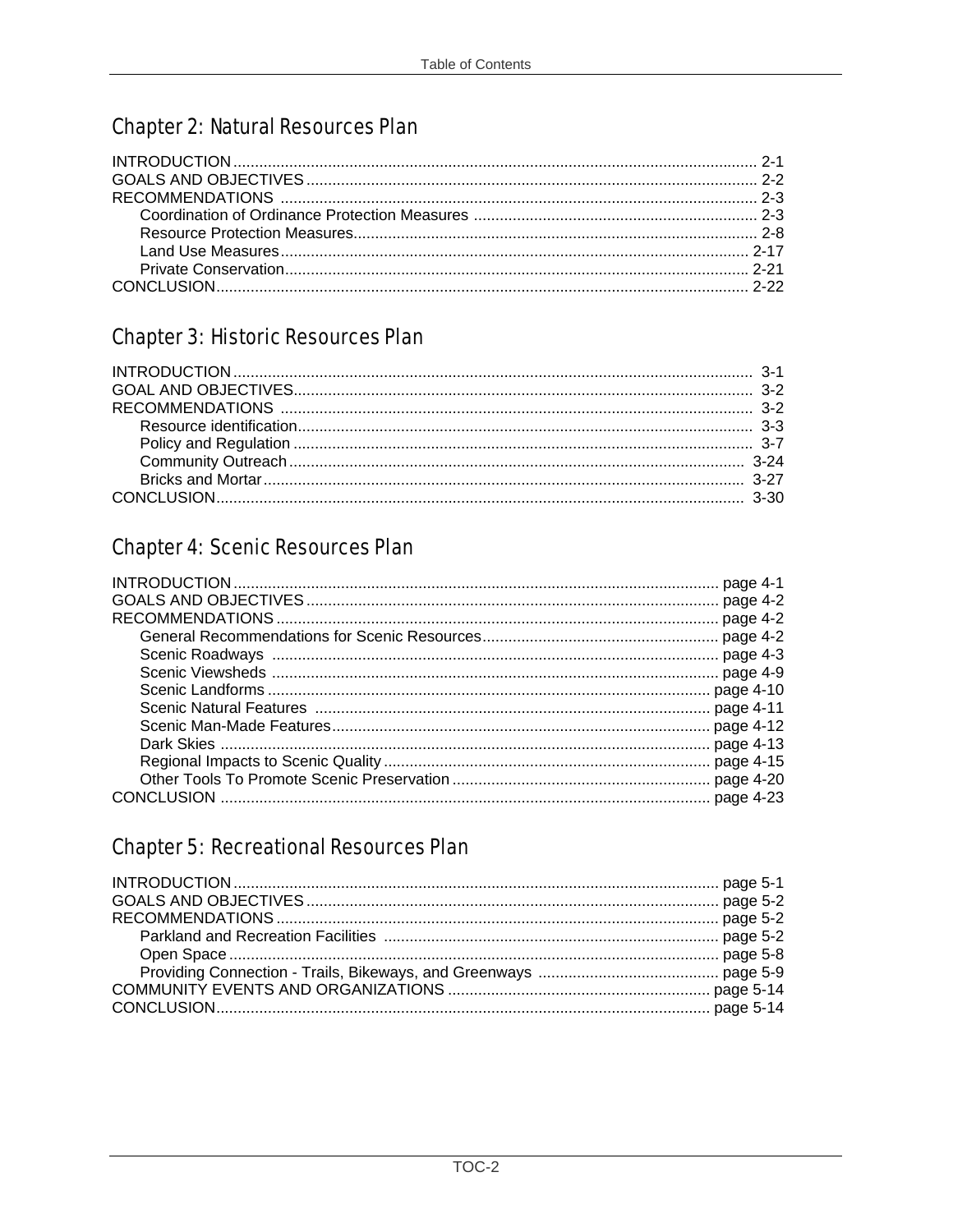## Chapter 2: Natural Resources Plan

INTRODUCTION ........ 2-1
GOALS AND OBJECTIVES ........ 2-2
RECOMMENDATIONS ........ 2-3
- Coordination of Ordinance Protection Measures ........ 2-3
- Resource Protection Measures ........ 2-8
- Land Use Measures ........ 2-17
- Private Conservation ........ 2-21

CONCLUSION ........ 2-22

## Chapter 3: Historic Resources Plan

INTRODUCTION ........ 3-1
GOAL AND OBJECTIVES ........ 3-2
RECOMMENDATIONS ........ 3-2
- Resource identification ........ 3-3
- Policy and Regulation ........ 3-7
- Community Outreach ........ 3-24
- Bricks and Mortar ........ 3-27

CONCLUSION ........ 3-30

## Chapter 4: Scenic Resources Plan

INTRODUCTION ........ page 4-1
GOALS AND OBJECTIVES ........ page 4-2
RECOMMENDATIONS ........ page 4-2
- General Recommendations for Scenic Resources ........ page 4-2
- Scenic Roadways ........ page 4-3
- Scenic Viewsheds ........ page 4-9
- Scenic Landforms ........ page 4-10
- Scenic Natural Features ........ page 4-11
- Scenic Man-Made Features ........ page 4-12
- Dark Skies ........ page 4-13
- Regional Impacts to Scenic Quality ........ page 4-15
- Other Tools To Promote Scenic Preservation ........ page 4-20

CONCLUSION ........ page 4-23

## Chapter 5: Recreational Resources Plan

INTRODUCTION ........ page 5-1
GOALS AND OBJECTIVES ........ page 5-2
RECOMMENDATIONS ........ page 5-2
- Parkland and Recreation Facilities ........ page 5-2
- Open Space ........ page 5-8
- Providing Connection - Trails, Bikeways, and Greenways ........ page 5-9

COMMUNITY EVENTS AND ORGANIZATIONS ........ page 5-14
CONCLUSION ........ page 5-14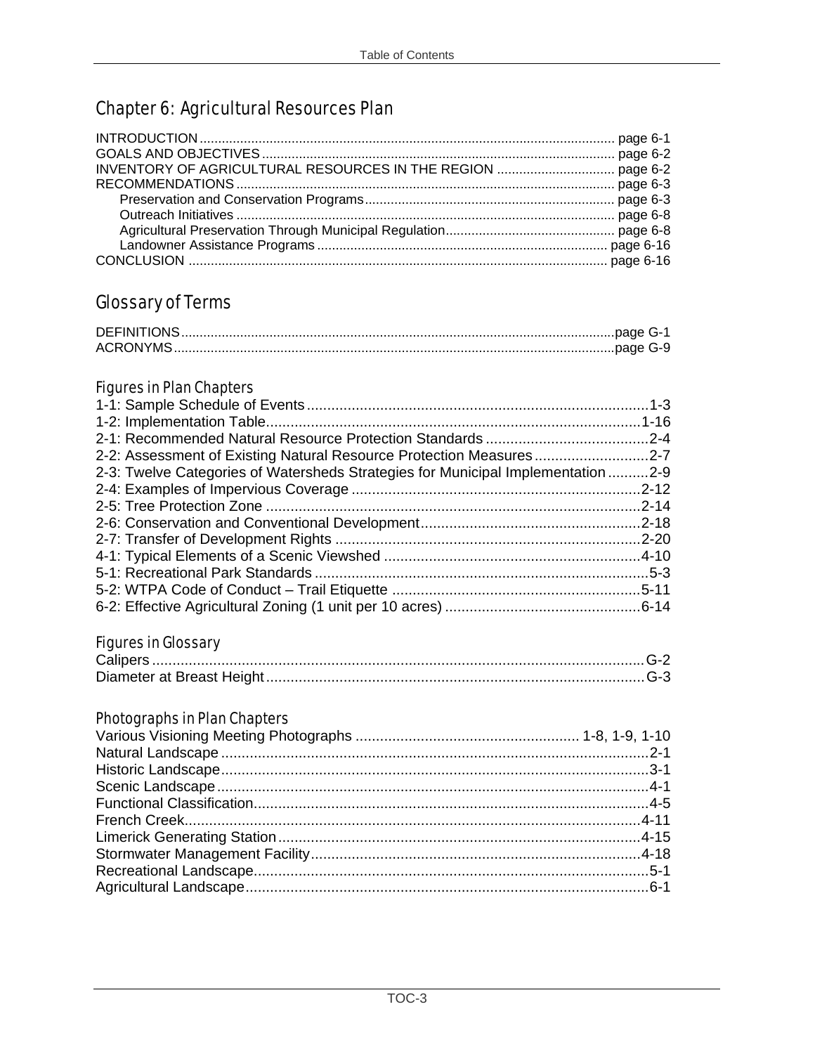## Chapter 6: Agricultural Resources Plan

INTRODUCTION ........................................................................................................... page 6-1
GOALS AND OBJECTIVES ........................................................................................... page 6-2
INVENTORY OF AGRICULTURAL RESOURCES IN THE REGION ................................ page 6-2
RECOMMENDATIONS ................................................................................................. page 6-3
- Preservation and Conservation Programs ................................................................. page 6-3
- Outreach Initiatives .................................................................................................. page 6-8
- Agricultural Preservation Through Municipal Regulation ........................................... page 6-8
- Landowner Assistance Programs ............................................................................. page 6-16

CONCLUSION ............................................................................................................. page 6-16

## Glossary of Terms

DEFINITIONS ...............................................................................................................page G-1
ACRONYMS .................................................................................................................page G-9

### Figures in Plan Chapters

1-1: Sample Schedule of Events ....................................................................................1-3
1-2: Implementation Table ............................................................................................1-16
2-1: Recommended Natural Resource Protection Standards .........................................2-4
2-2: Assessment of Existing Natural Resource Protection Measures .............................2-7
2-3: Twelve Categories of Watersheds Strategies for Municipal Implementation ..........2-9
2-4: Examples of Impervious Coverage .......................................................................2-12
2-5: Tree Protection Zone ............................................................................................2-14
2-6: Conservation and Conventional Development ......................................................2-18
2-7: Transfer of Development Rights ...........................................................................2-20
4-1: Typical Elements of a Scenic Viewshed ................................................................4-10
5-1: Recreational Park Standards ..................................................................................5-3
5-2: WTPA Code of Conduct – Trail Etiquette .............................................................5-11
6-2: Effective Agricultural Zoning (1 unit per 10 acres) .................................................6-14

### Figures in Glossary

Calipers ........................................................................................................................G-2
Diameter at Breast Height .............................................................................................G-3

### Photographs in Plan Chapters

Various Visioning Meeting Photographs ....................................................... 1-8, 1-9, 1-10
Natural Landscape .........................................................................................................2-1
Historic Landscape .........................................................................................................3-1
Scenic Landscape ..........................................................................................................4-1
Functional Classification .................................................................................................4-5
French Creek .................................................................................................................4-11
Limerick Generating Station ..........................................................................................4-15
Stormwater Management Facility ..................................................................................4-18
Recreational Landscape ..................................................................................................5-1
Agricultural Landscape ....................................................................................................6-1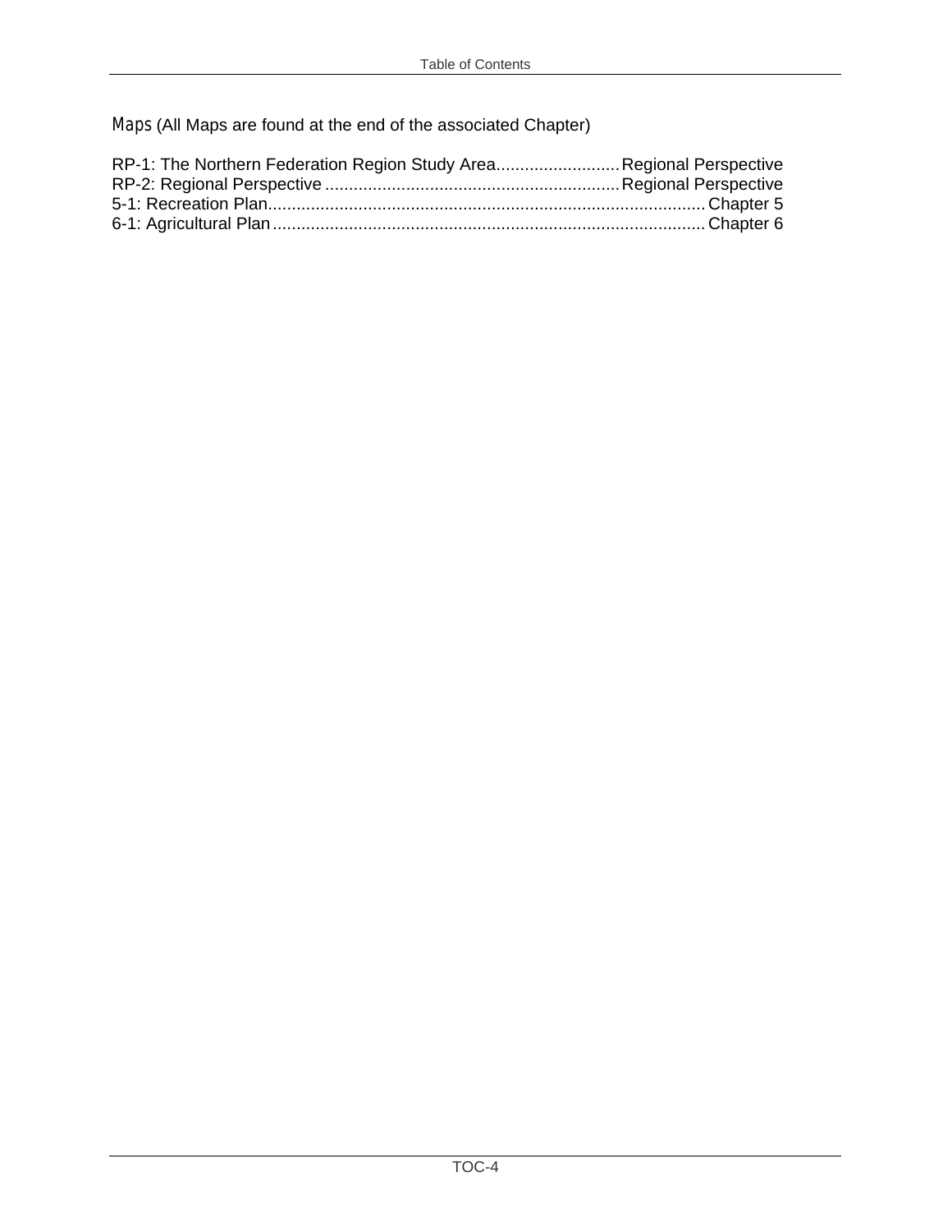## Maps (All Maps are found at the end of the associated Chapter)

RP-1: The Northern Federation Region Study Area..........................Regional Perspective
RP-2: Regional Perspective ..............................................................Regional Perspective
5-1: Recreation Plan.............................................................................................Chapter 5
6-1: Agricultural Plan...........................................................................................Chapter 6